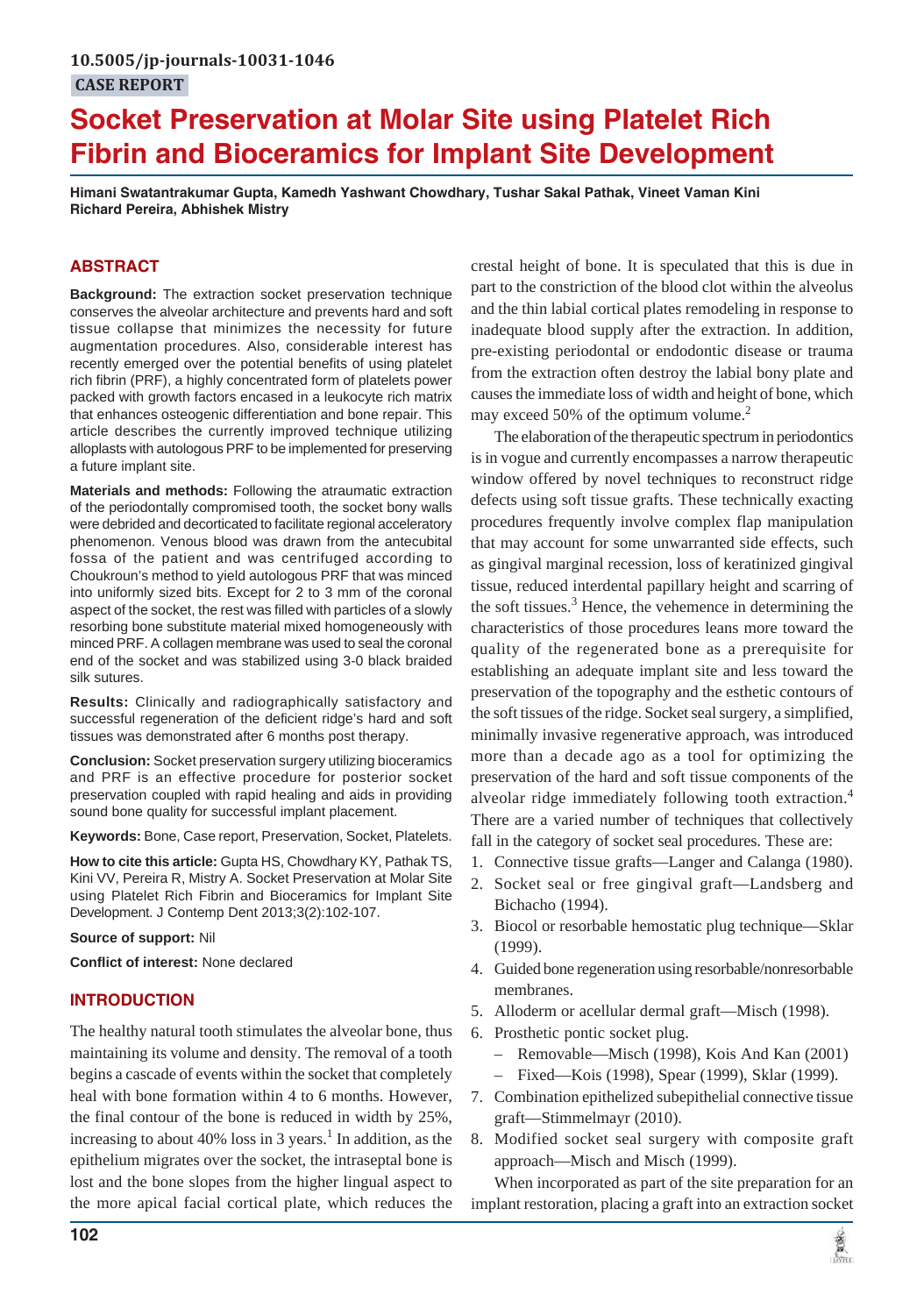10.5005/jp-journals-10031-1046

CASE REPORT

# Socket Preservation at Molar Site using Platelet Rich Fibrin and Bioceramics for Implant Site Development

**Himani Swatantrakumar Gupta, Kamedh Yashwant Chowdhary, Tushar Sakal Pathak, Vineet Vaman Kini Richard Pereira, Abhishek Mistry**

## ABSTRACT

**Background:** The extraction socket preservation technique conserves the alveolar architecture and prevents hard and soft tissue collapse that minimizes the necessity for future augmentation procedures. Also, considerable interest has recently emerged over the potential benefits of using platelet rich fibrin (PRF), a highly concentrated form of platelets power packed with growth factors encased in a leukocyte rich matrix that enhances osteogenic differentiation and bone repair. This article describes the currently improved technique utilizing alloplasts with autologous PRF to be implemented for preserving a future implant site.

**Materials and methods:** Following the atraumatic extraction of the periodontally compromised tooth, the socket bony walls were debrided and decorticated to facilitate regional acceleratory phenomenon. Venous blood was drawn from the antecubital fossa of the patient and was centrifuged according to Choukroun's method to yield autologous PRF that was minced into uniformly sized bits. Except for 2 to 3 mm of the coronal aspect of the socket, the rest was filled with particles of a slowly resorbing bone substitute material mixed homogeneously with minced PRF. A collagen membrane was used to seal the coronal end of the socket and was stabilized using 3-0 black braided silk sutures.

**Results:** Clinically and radiographically satisfactory and successful regeneration of the deficient ridge's hard and soft tissues was demonstrated after 6 months post therapy.

**Conclusion:** Socket preservation surgery utilizing bioceramics and PRF is an effective procedure for posterior socket preservation coupled with rapid healing and aids in providing sound bone quality for successful implant placement.

**Keywords:** Bone, Case report, Preservation, Socket, Platelets.

**How to cite this article:** Gupta HS, Chowdhary KY, Pathak TS, Kini VV, Pereira R, Mistry A. Socket Preservation at Molar Site using Platelet Rich Fibrin and Bioceramics for Implant Site Development. J Contemp Dent 2013;3(2):102-107.

**Source of support:** Nil

**Conflict of interest:** None declared

## INTRODUCTION

The healthy natural tooth stimulates the alveolar bone, thus maintaining its volume and density. The removal of a tooth begins a cascade of events within the socket that completely heal with bone formation within 4 to 6 months. However, the final contour of the bone is reduced in width by 25%, increasing to about 40% loss in 3 years.[1] In addition, as the epithelium migrates over the socket, the intraseptal bone is lost and the bone slopes from the higher lingual aspect to the more apical facial cortical plate, which reduces the crestal height of bone. It is speculated that this is due in part to the constriction of the blood clot within the alveolus and the thin labial cortical plates remodeling in response to inadequate blood supply after the extraction. In addition, pre-existing periodontal or endodontic disease or trauma from the extraction often destroy the labial bony plate and causes the immediate loss of width and height of bone, which may exceed 50% of the optimum volume.[2]

The elaboration of the therapeutic spectrum in periodontics is in vogue and currently encompasses a narrow therapeutic window offered by novel techniques to reconstruct ridge defects using soft tissue grafts. These technically exacting procedures frequently involve complex flap manipulation that may account for some unwarranted side effects, such as gingival marginal recession, loss of keratinized gingival tissue, reduced interdental papillary height and scarring of the soft tissues.[3] Hence, the vehemence in determining the characteristics of those procedures leans more toward the quality of the regenerated bone as a prerequisite for establishing an adequate implant site and less toward the preservation of the topography and the esthetic contours of the soft tissues of the ridge. Socket seal surgery, a simplified, minimally invasive regenerative approach, was introduced more than a decade ago as a tool for optimizing the preservation of the hard and soft tissue components of the alveolar ridge immediately following tooth extraction.[4] There are a varied number of techniques that collectively fall in the category of socket seal procedures. These are:

1. Connective tissue grafts—Langer and Calanga (1980).
2. Socket seal or free gingival graft—Landsberg and Bichacho (1994).
3. Biocol or resorbable hemostatic plug technique—Sklar (1999).
4. Guided bone regeneration using resorbable/nonresorbable membranes.
5. Alloderm or acellular dermal graft—Misch (1998).
6. Prosthetic pontic socket plug.
   - Removable—Misch (1998), Kois And Kan (2001)
   - Fixed—Kois (1998), Spear (1999), Sklar (1999).
7. Combination epithelized subepithelial connective tissue graft—Stimmelmayr (2010).
8. Modified socket seal surgery with composite graft approach—Misch and Misch (1999).

When incorporated as part of the site preparation for an implant restoration, placing a graft into an extraction socket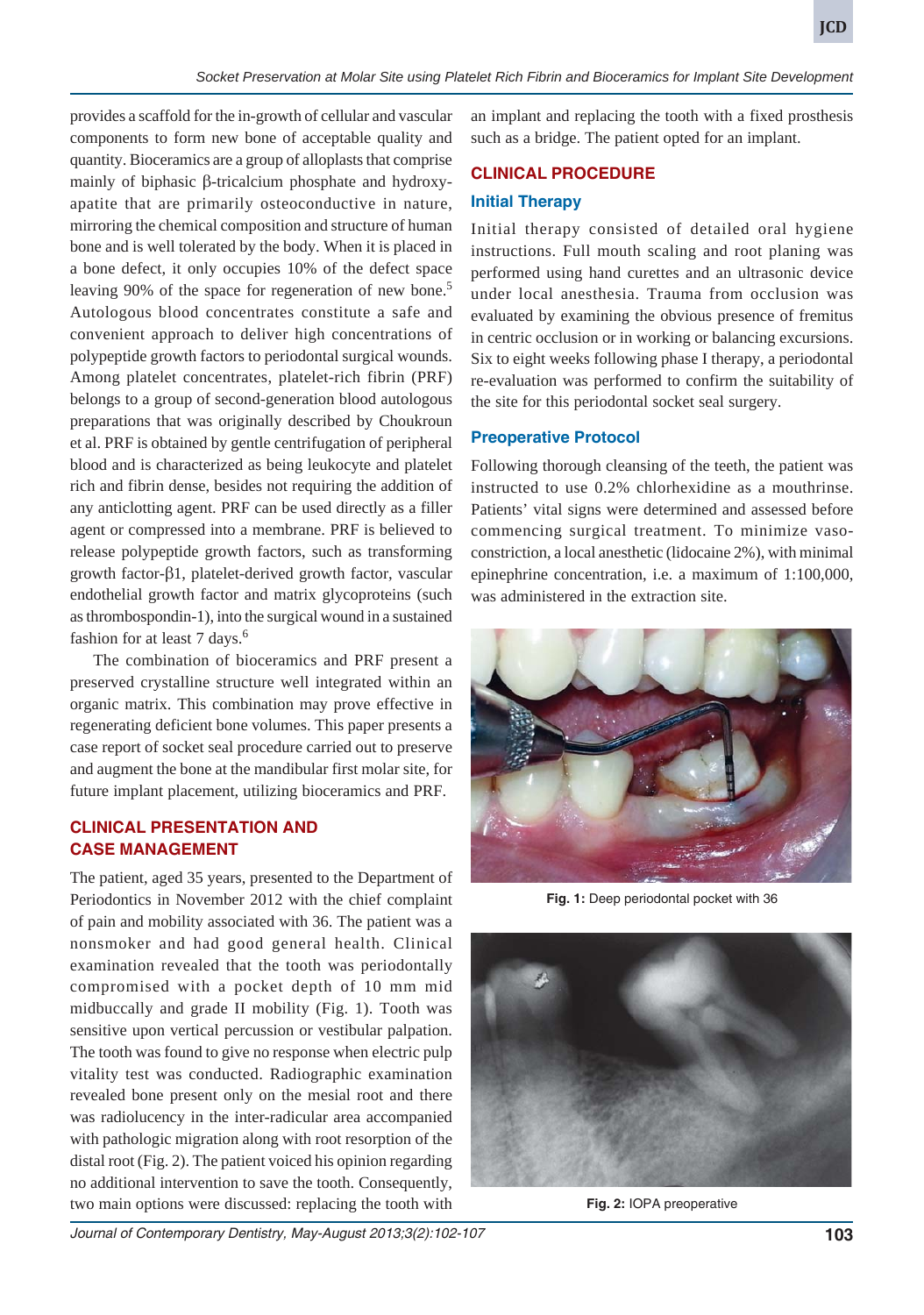provides a scaffold for the in-growth of cellular and vascular components to form new bone of acceptable quality and quantity. Bioceramics are a group of alloplasts that comprise mainly of biphasic β-tricalcium phosphate and hydroxyapatite that are primarily osteoconductive in nature, mirroring the chemical composition and structure of human bone and is well tolerated by the body. When it is placed in a bone defect, it only occupies 10% of the defect space leaving 90% of the space for regeneration of new bone.[5] Autologous blood concentrates constitute a safe and convenient approach to deliver high concentrations of polypeptide growth factors to periodontal surgical wounds. Among platelet concentrates, platelet-rich fibrin (PRF) belongs to a group of second-generation blood autologous preparations that was originally described by Choukroun et al. PRF is obtained by gentle centrifugation of peripheral blood and is characterized as being leukocyte and platelet rich and fibrin dense, besides not requiring the addition of any anticlotting agent. PRF can be used directly as a filler agent or compressed into a membrane. PRF is believed to release polypeptide growth factors, such as transforming growth factor-β1, platelet-derived growth factor, vascular endothelial growth factor and matrix glycoproteins (such as thrombospondin-1), into the surgical wound in a sustained fashion for at least 7 days.[6]

The combination of bioceramics and PRF present a preserved crystalline structure well integrated within an organic matrix. This combination may prove effective in regenerating deficient bone volumes. This paper presents a case report of socket seal procedure carried out to preserve and augment the bone at the mandibular first molar site, for future implant placement, utilizing bioceramics and PRF.

## CLINICAL PRESENTATION AND CASE MANAGEMENT

The patient, aged 35 years, presented to the Department of Periodontics in November 2012 with the chief complaint of pain and mobility associated with 36. The patient was a nonsmoker and had good general health. Clinical examination revealed that the tooth was periodontally compromised with a pocket depth of 10 mm mid midbuccally and grade II mobility (Fig. 1). Tooth was sensitive upon vertical percussion or vestibular palpation. The tooth was found to give no response when electric pulp vitality test was conducted. Radiographic examination revealed bone present only on the mesial root and there was radiolucency in the inter-radicular area accompanied with pathologic migration along with root resorption of the distal root (Fig. 2). The patient voiced his opinion regarding no additional intervention to save the tooth. Consequently, two main options were discussed: replacing the tooth with an implant and replacing the tooth with a fixed prosthesis such as a bridge. The patient opted for an implant.

## CLINICAL PROCEDURE

### Initial Therapy

Initial therapy consisted of detailed oral hygiene instructions. Full mouth scaling and root planing was performed using hand curettes and an ultrasonic device under local anesthesia. Trauma from occlusion was evaluated by examining the obvious presence of fremitus in centric occlusion or in working or balancing excursions. Six to eight weeks following phase I therapy, a periodontal re-evaluation was performed to confirm the suitability of the site for this periodontal socket seal surgery.

### Preoperative Protocol

Following thorough cleansing of the teeth, the patient was instructed to use 0.2% chlorhexidine as a mouthrinse. Patients' vital signs were determined and assessed before commencing surgical treatment. To minimize vasoconstriction, a local anesthetic (lidocaine 2%), with minimal epinephrine concentration, i.e. a maximum of 1:100,000, was administered in the extraction site.

**Fig. 1:** Deep periodontal pocket with 36

**Fig. 2:** IOPA preoperative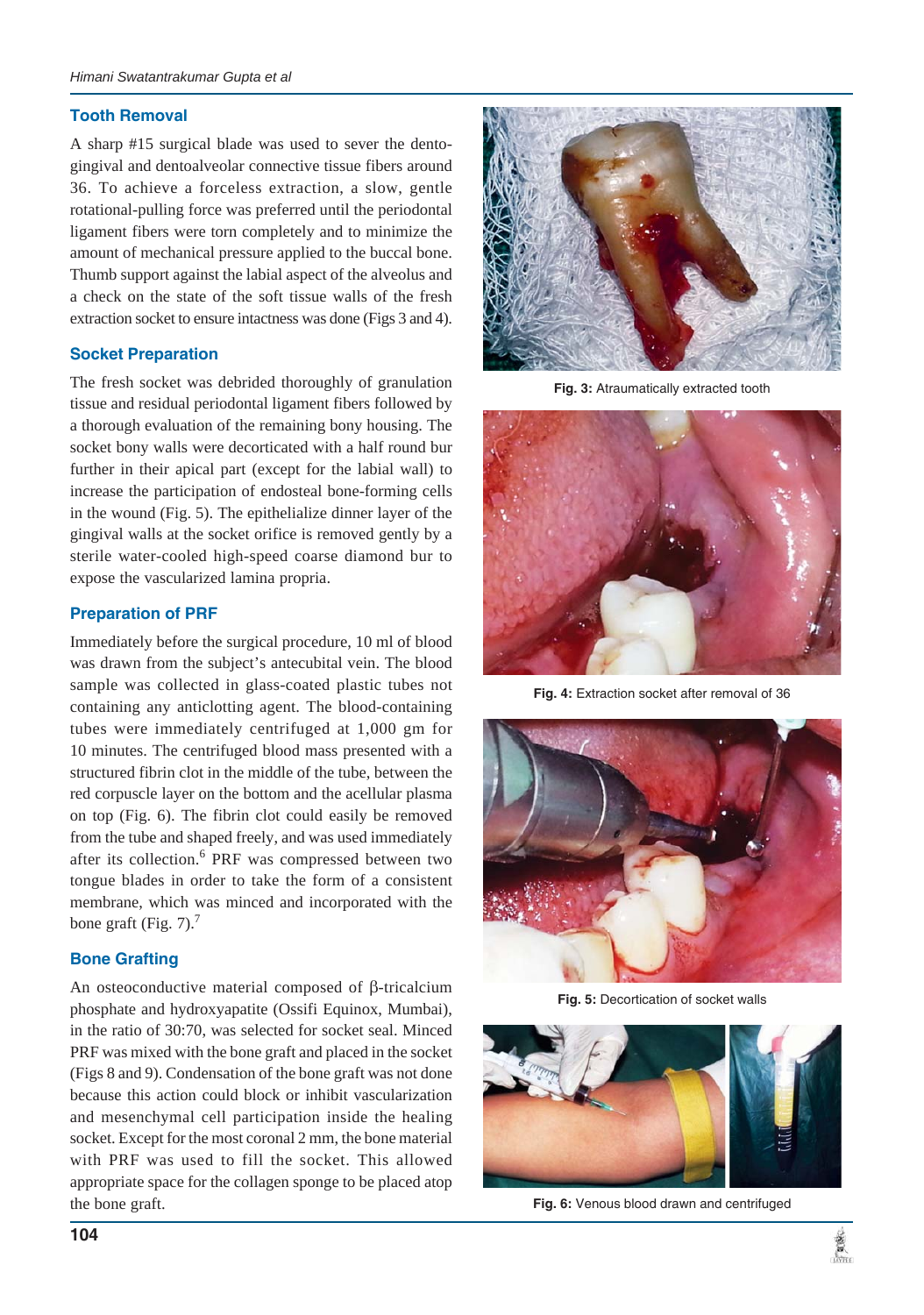## Tooth Removal

A sharp #15 surgical blade was used to sever the dento-gingival and dentoalveolar connective tissue fibers around 36. To achieve a forceless extraction, a slow, gentle rotational-pulling force was preferred until the periodontal ligament fibers were torn completely and to minimize the amount of mechanical pressure applied to the buccal bone. Thumb support against the labial aspect of the alveolus and a check on the state of the soft tissue walls of the fresh extraction socket to ensure intactness was done (Figs 3 and 4).

## Socket Preparation

The fresh socket was debrided thoroughly of granulation tissue and residual periodontal ligament fibers followed by a thorough evaluation of the remaining bony housing. The socket bony walls were decorticated with a half round bur further in their apical part (except for the labial wall) to increase the participation of endosteal bone-forming cells in the wound (Fig. 5). The epithelialize dinner layer of the gingival walls at the socket orifice is removed gently by a sterile water-cooled high-speed coarse diamond bur to expose the vascularized lamina propria.

## Preparation of PRF

Immediately before the surgical procedure, 10 ml of blood was drawn from the subject's antecubital vein. The blood sample was collected in glass-coated plastic tubes not containing any anticlotting agent. The blood-containing tubes were immediately centrifuged at 1,000 gm for 10 minutes. The centrifuged blood mass presented with a structured fibrin clot in the middle of the tube, between the red corpuscle layer on the bottom and the acellular plasma on top (Fig. 6). The fibrin clot could easily be removed from the tube and shaped freely, and was used immediately after its collection.[6] PRF was compressed between two tongue blades in order to take the form of a consistent membrane, which was minced and incorporated with the bone graft (Fig. 7).[7]

## Bone Grafting

An osteoconductive material composed of β-tricalcium phosphate and hydroxyapatite (Ossifi Equinox, Mumbai), in the ratio of 30:70, was selected for socket seal. Minced PRF was mixed with the bone graft and placed in the socket (Figs 8 and 9). Condensation of the bone graft was not done because this action could block or inhibit vascularization and mesenchymal cell participation inside the healing socket. Except for the most coronal 2 mm, the bone material with PRF was used to fill the socket. This allowed appropriate space for the collagen sponge to be placed atop the bone graft.

**Fig. 3:** Atraumatically extracted tooth

**Fig. 4:** Extraction socket after removal of 36

**Fig. 5:** Decortication of socket walls

**Fig. 6:** Venous blood drawn and centrifuged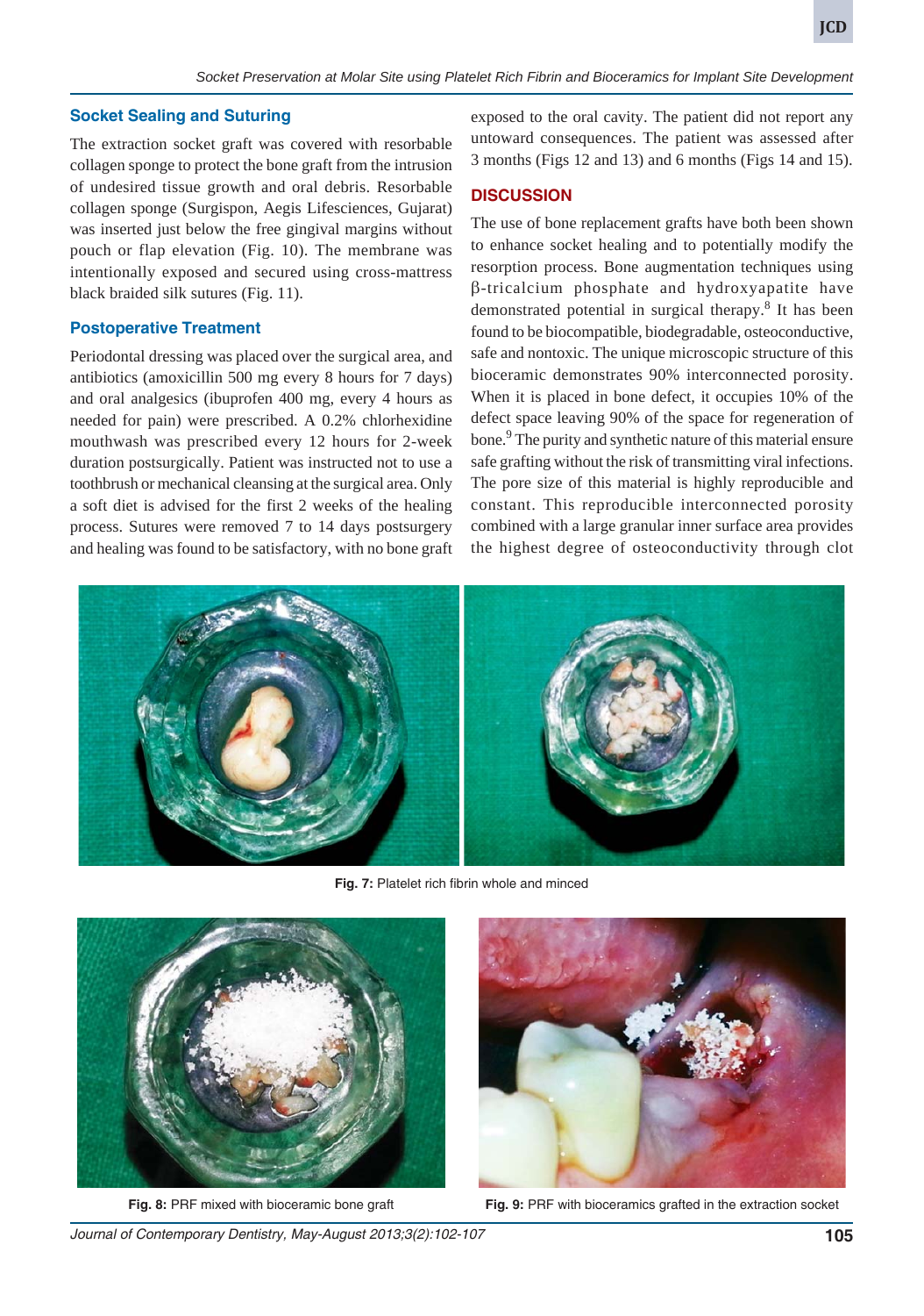### Socket Sealing and Suturing

The extraction socket graft was covered with resorbable collagen sponge to protect the bone graft from the intrusion of undesired tissue growth and oral debris. Resorbable collagen sponge (Surgispon, Aegis Lifesciences, Gujarat) was inserted just below the free gingival margins without pouch or flap elevation (Fig. 10). The membrane was intentionally exposed and secured using cross-mattress black braided silk sutures (Fig. 11).

### Postoperative Treatment

Periodontal dressing was placed over the surgical area, and antibiotics (amoxicillin 500 mg every 8 hours for 7 days) and oral analgesics (ibuprofen 400 mg, every 4 hours as needed for pain) were prescribed. A 0.2% chlorhexidine mouthwash was prescribed every 12 hours for 2-week duration postsurgically. Patient was instructed not to use a toothbrush or mechanical cleansing at the surgical area. Only a soft diet is advised for the first 2 weeks of the healing process. Sutures were removed 7 to 14 days postsurgery and healing was found to be satisfactory, with no bone graft exposed to the oral cavity. The patient did not report any untoward consequences. The patient was assessed after 3 months (Figs 12 and 13) and 6 months (Figs 14 and 15).

## DISCUSSION

The use of bone replacement grafts have both been shown to enhance socket healing and to potentially modify the resorption process. Bone augmentation techniques using β-tricalcium phosphate and hydroxyapatite have demonstrated potential in surgical therapy.[8] It has been found to be biocompatible, biodegradable, osteoconductive, safe and nontoxic. The unique microscopic structure of this bioceramic demonstrates 90% interconnected porosity. When it is placed in bone defect, it occupies 10% of the defect space leaving 90% of the space for regeneration of bone.[9] The purity and synthetic nature of this material ensure safe grafting without the risk of transmitting viral infections. The pore size of this material is highly reproducible and constant. This reproducible interconnected porosity combined with a large granular inner surface area provides the highest degree of osteoconductivity through clot

**Fig. 7:** Platelet rich fibrin whole and minced

**Fig. 8:** PRF mixed with bioceramic bone graft

**Fig. 9:** PRF with bioceramics grafted in the extraction socket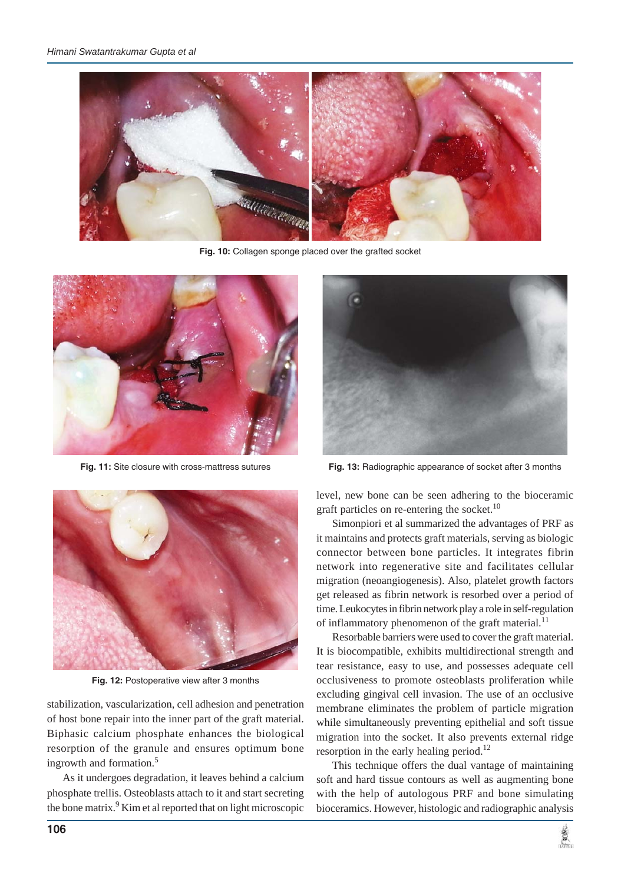Fig. 10: Collagen sponge placed over the grafted socket

Fig. 11: Site closure with cross-mattress sutures

Fig. 13: Radiographic appearance of socket after 3 months

Fig. 12: Postoperative view after 3 months

stabilization, vascularization, cell adhesion and penetration of host bone repair into the inner part of the graft material. Biphasic calcium phosphate enhances the biological resorption of the granule and ensures optimum bone ingrowth and formation.[5]

As it undergoes degradation, it leaves behind a calcium phosphate trellis. Osteoblasts attach to it and start secreting the bone matrix.[9] Kim et al reported that on light microscopic level, new bone can be seen adhering to the bioceramic graft particles on re-entering the socket.[10]

Simonpiori et al summarized the advantages of PRF as it maintains and protects graft materials, serving as biologic connector between bone particles. It integrates fibrin network into regenerative site and facilitates cellular migration (neoangiogenesis). Also, platelet growth factors get released as fibrin network is resorbed over a period of time. Leukocytes in fibrin network play a role in self-regulation of inflammatory phenomenon of the graft material.[11]

Resorbable barriers were used to cover the graft material. It is biocompatible, exhibits multidirectional strength and tear resistance, easy to use, and possesses adequate cell occlusiveness to promote osteoblasts proliferation while excluding gingival cell invasion. The use of an occlusive membrane eliminates the problem of particle migration while simultaneously preventing epithelial and soft tissue migration into the socket. It also prevents external ridge resorption in the early healing period.[12]

This technique offers the dual vantage of maintaining soft and hard tissue contours as well as augmenting bone with the help of autologous PRF and bone simulating bioceramics. However, histologic and radiographic analysis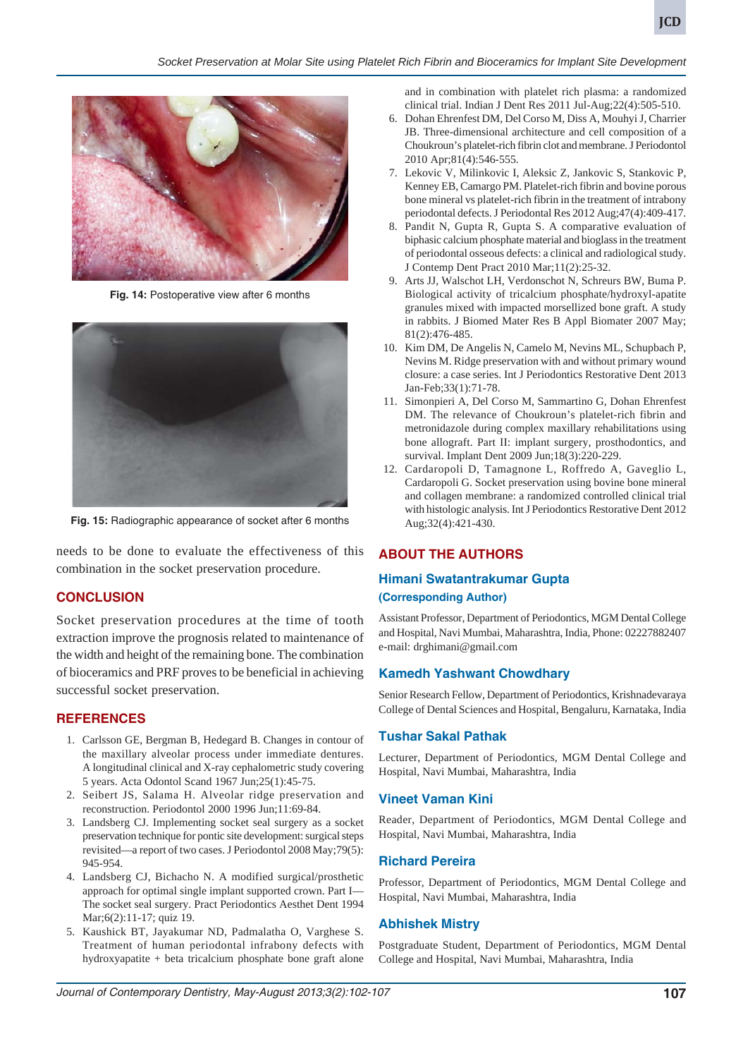Fig. 14: Postoperative view after 6 months

Fig. 15: Radiographic appearance of socket after 6 months

needs to be done to evaluate the effectiveness of this combination in the socket preservation procedure.

## CONCLUSION

Socket preservation procedures at the time of tooth extraction improve the prognosis related to maintenance of the width and height of the remaining bone. The combination of bioceramics and PRF proves to be beneficial in achieving successful socket preservation.

## REFERENCES

1. Carlsson GE, Bergman B, Hedegard B. Changes in contour of the maxillary alveolar process under immediate dentures. A longitudinal clinical and X-ray cephalometric study covering 5 years. Acta Odontol Scand 1967 Jun;25(1):45-75.
2. Seibert JS, Salama H. Alveolar ridge preservation and reconstruction. Periodontol 2000 1996 Jun;11:69-84.
3. Landsberg CJ. Implementing socket seal surgery as a socket preservation technique for pontic site development: surgical steps revisited—a report of two cases. J Periodontol 2008 May;79(5):945-954.
4. Landsberg CJ, Bichacho N. A modified surgical/prosthetic approach for optimal single implant supported crown. Part I—The socket seal surgery. Pract Periodontics Aesthet Dent 1994 Mar;6(2):11-17; quiz 19.
5. Kaushick BT, Jayakumar ND, Padmalatha O, Varghese S. Treatment of human periodontal infrabony defects with hydroxyapatite + beta tricalcium phosphate bone graft alone and in combination with platelet rich plasma: a randomized clinical trial. Indian J Dent Res 2011 Jul-Aug;22(4):505-510.
6. Dohan Ehrenfest DM, Del Corso M, Diss A, Mouhyi J, Charrier JB. Three-dimensional architecture and cell composition of a Choukroun's platelet-rich fibrin clot and membrane. J Periodontol 2010 Apr;81(4):546-555.
7. Lekovic V, Milinkovic I, Aleksic Z, Jankovic S, Stankovic P, Kenney EB, Camargo PM. Platelet-rich fibrin and bovine porous bone mineral vs platelet-rich fibrin in the treatment of intrabony periodontal defects. J Periodontal Res 2012 Aug;47(4):409-417.
8. Pandit N, Gupta R, Gupta S. A comparative evaluation of biphasic calcium phosphate material and bioglass in the treatment of periodontal osseous defects: a clinical and radiological study. J Contemp Dent Pract 2010 Mar;11(2):25-32.
9. Arts JJ, Walschot LH, Verdonschot N, Schreurs BW, Buma P. Biological activity of tricalcium phosphate/hydroxyl-apatite granules mixed with impacted morsellized bone graft. A study in rabbits. J Biomed Mater Res B Appl Biomater 2007 May;81(2):476-485.
10. Kim DM, De Angelis N, Camelo M, Nevins ML, Schupbach P, Nevins M. Ridge preservation with and without primary wound closure: a case series. Int J Periodontics Restorative Dent 2013 Jan-Feb;33(1):71-78.
11. Simonpieri A, Del Corso M, Sammartino G, Dohan Ehrenfest DM. The relevance of Choukroun's platelet-rich fibrin and metronidazole during complex maxillary rehabilitations using bone allograft. Part II: implant surgery, prosthodontics, and survival. Implant Dent 2009 Jun;18(3):220-229.
12. Cardaropoli D, Tamagnone L, Roffredo A, Gaveglio L, Cardaropoli G. Socket preservation using bovine bone mineral and collagen membrane: a randomized controlled clinical trial with histologic analysis. Int J Periodontics Restorative Dent 2012 Aug;32(4):421-430.

## ABOUT THE AUTHORS

### Himani Swatantrakumar Gupta

**(Corresponding Author)**

Assistant Professor, Department of Periodontics, MGM Dental College and Hospital, Navi Mumbai, Maharashtra, India, Phone: 02227882407 e-mail: drghimani@gmail.com

### Kamedh Yashwant Chowdhary

Senior Research Fellow, Department of Periodontics, Krishnadevaraya College of Dental Sciences and Hospital, Bengaluru, Karnataka, India

### Tushar Sakal Pathak

Lecturer, Department of Periodontics, MGM Dental College and Hospital, Navi Mumbai, Maharashtra, India

### Vineet Vaman Kini

Reader, Department of Periodontics, MGM Dental College and Hospital, Navi Mumbai, Maharashtra, India

### Richard Pereira

Professor, Department of Periodontics, MGM Dental College and Hospital, Navi Mumbai, Maharashtra, India

### Abhishek Mistry

Postgraduate Student, Department of Periodontics, MGM Dental College and Hospital, Navi Mumbai, Maharashtra, India